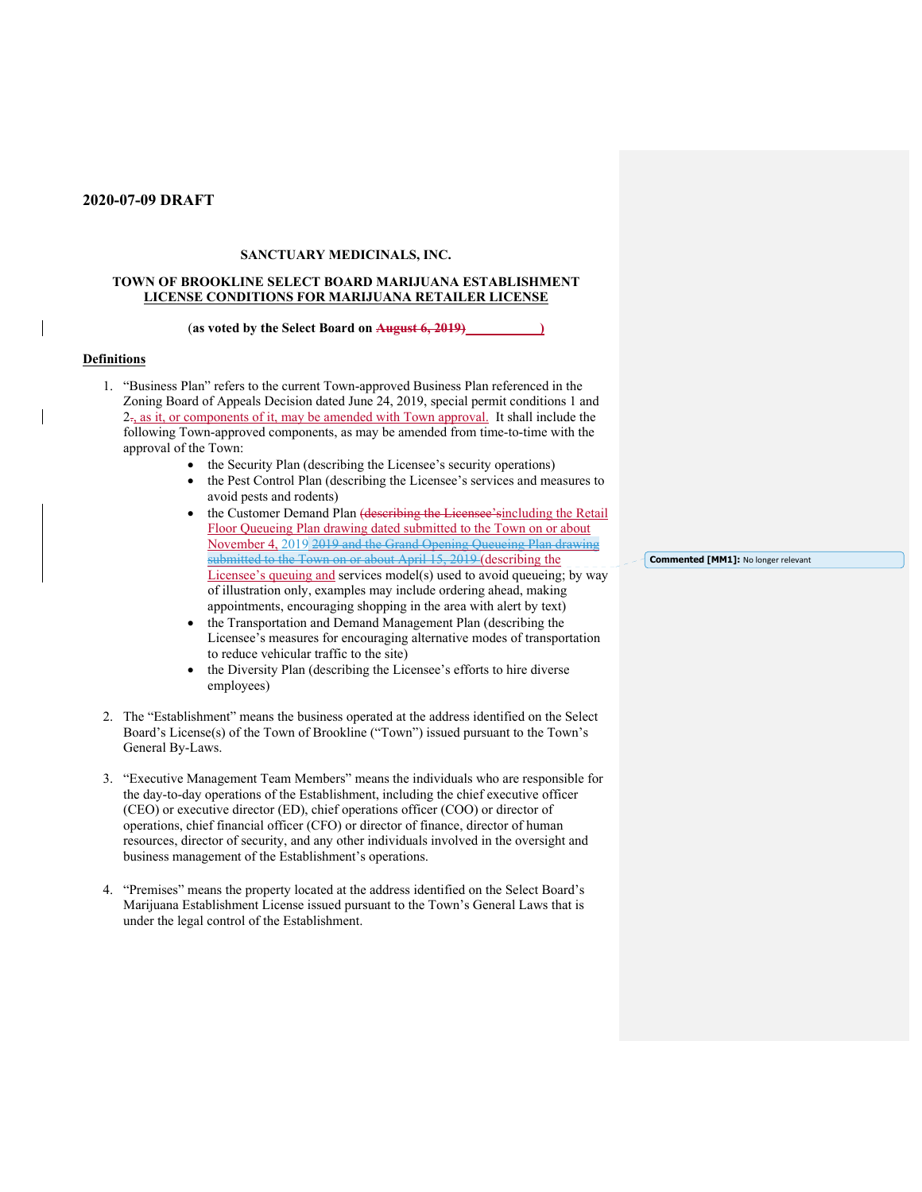**2020-07-09 DRAFT**

**SANCTUARY MEDICINALS, INC.**

**TOWN OF BROOKLINE SELECT BOARD MARIJUANA ESTABLISHMENT LICENSE CONDITIONS FOR MARIJUANA RETAILER LICENSE**

**(as voted by the Select Board on ~~August 6, 2019)~~ __________)**

**Definitions**

1. "Business Plan" refers to the current Town-approved Business Plan referenced in the Zoning Board of Appeals Decision dated June 24, 2019, special permit conditions 1 and 2~~.~~, as it, or components of it, may be amended with Town approval. It shall include the following Town-approved components, as may be amended from time-to-time with the approval of the Town:
   - the Security Plan (describing the Licensee's security operations)
   - the Pest Control Plan (describing the Licensee's services and measures to avoid pests and rodents)
   - the Customer Demand Plan ~~(describing the Licensee's~~including the Retail Floor Queueing Plan drawing dated submitted to the Town on or about November 4, 2019 ~~2019 and the Grand Opening Queueing Plan drawing submitted to the Town on or about April 15, 2019~~ (describing the Licensee's queuing and services model(s) used to avoid queueing; by way of illustration only, examples may include ordering ahead, making appointments, encouraging shopping in the area with alert by text)
   - the Transportation and Demand Management Plan (describing the Licensee's measures for encouraging alternative modes of transportation to reduce vehicular traffic to the site)
   - the Diversity Plan (describing the Licensee's efforts to hire diverse employees)

2. The "Establishment" means the business operated at the address identified on the Select Board's License(s) of the Town of Brookline ("Town") issued pursuant to the Town's General By-Laws.

3. "Executive Management Team Members" means the individuals who are responsible for the day-to-day operations of the Establishment, including the chief executive officer (CEO) or executive director (ED), chief operations officer (COO) or director of operations, chief financial officer (CFO) or director of finance, director of human resources, director of security, and any other individuals involved in the oversight and business management of the Establishment's operations.

4. "Premises" means the property located at the address identified on the Select Board's Marijuana Establishment License issued pursuant to the Town's General Laws that is under the legal control of the Establishment.

Commented [MM1]: No longer relevant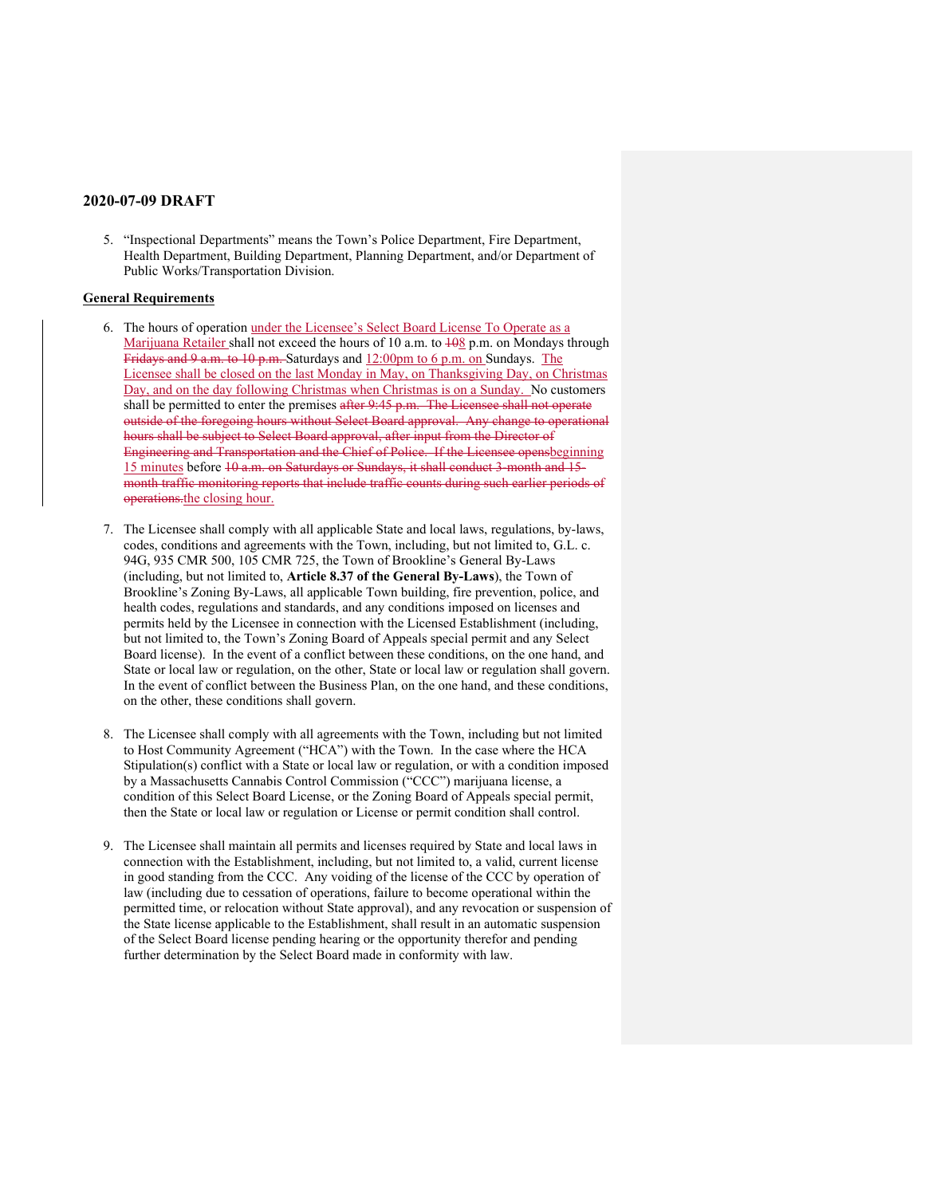5. "Inspectional Departments" means the Town's Police Department, Fire Department, Health Department, Building Department, Planning Department, and/or Department of Public Works/Transportation Division.

**General Requirements**

6. The hours of operation under the Licensee's Select Board License To Operate as a Marijuana Retailer shall not exceed the hours of 10 a.m. to ~~10~~8 p.m. on Mondays through ~~Fridays and 9 a.m. to 10 p.m.~~ Saturdays and 12:00pm to 6 p.m. on Sundays. The Licensee shall be closed on the last Monday in May, on Thanksgiving Day, on Christmas Day, and on the day following Christmas when Christmas is on a Sunday. No customers shall be permitted to enter the premises ~~after 9:45 p.m. The Licensee shall not operate outside of the foregoing hours without Select Board approval. Any change to operational hours shall be subject to Select Board approval, after input from the Director of Engineering and Transportation and the Chief of Police. If the Licensee opens~~beginning 15 minutes before ~~10 a.m. on Saturdays or Sundays, it shall conduct 3-month and 15-month traffic monitoring reports that include traffic counts during such earlier periods of operations.~~the closing hour.

7. The Licensee shall comply with all applicable State and local laws, regulations, by-laws, codes, conditions and agreements with the Town, including, but not limited to, G.L. c. 94G, 935 CMR 500, 105 CMR 725, the Town of Brookline's General By-Laws (including, but not limited to, **Article 8.37 of the General By-Laws**), the Town of Brookline's Zoning By-Laws, all applicable Town building, fire prevention, police, and health codes, regulations and standards, and any conditions imposed on licenses and permits held by the Licensee in connection with the Licensed Establishment (including, but not limited to, the Town's Zoning Board of Appeals special permit and any Select Board license). In the event of a conflict between these conditions, on the one hand, and State or local law or regulation, on the other, State or local law or regulation shall govern. In the event of conflict between the Business Plan, on the one hand, and these conditions, on the other, these conditions shall govern.

8. The Licensee shall comply with all agreements with the Town, including but not limited to Host Community Agreement ("HCA") with the Town. In the case where the HCA Stipulation(s) conflict with a State or local law or regulation, or with a condition imposed by a Massachusetts Cannabis Control Commission ("CCC") marijuana license, a condition of this Select Board License, or the Zoning Board of Appeals special permit, then the State or local law or regulation or License or permit condition shall control.

9. The Licensee shall maintain all permits and licenses required by State and local laws in connection with the Establishment, including, but not limited to, a valid, current license in good standing from the CCC. Any voiding of the license of the CCC by operation of law (including due to cessation of operations, failure to become operational within the permitted time, or relocation without State approval), and any revocation or suspension of the State license applicable to the Establishment, shall result in an automatic suspension of the Select Board license pending hearing or the opportunity therefor and pending further determination by the Select Board made in conformity with law.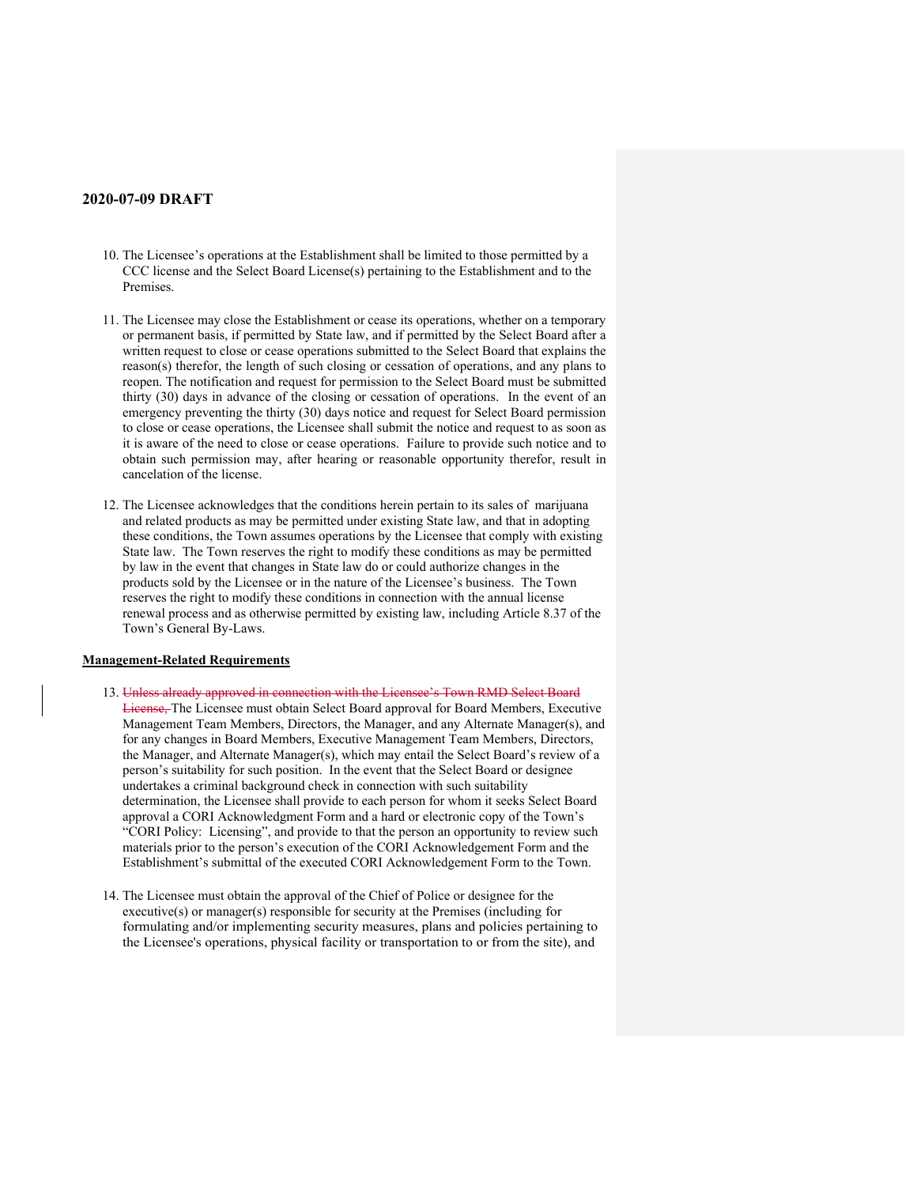10. The Licensee's operations at the Establishment shall be limited to those permitted by a CCC license and the Select Board License(s) pertaining to the Establishment and to the Premises.

11. The Licensee may close the Establishment or cease its operations, whether on a temporary or permanent basis, if permitted by State law, and if permitted by the Select Board after a written request to close or cease operations submitted to the Select Board that explains the reason(s) therefor, the length of such closing or cessation of operations, and any plans to reopen. The notification and request for permission to the Select Board must be submitted thirty (30) days in advance of the closing or cessation of operations. In the event of an emergency preventing the thirty (30) days notice and request for Select Board permission to close or cease operations, the Licensee shall submit the notice and request to as soon as it is aware of the need to close or cease operations. Failure to provide such notice and to obtain such permission may, after hearing or reasonable opportunity therefor, result in cancelation of the license.

12. The Licensee acknowledges that the conditions herein pertain to its sales of marijuana and related products as may be permitted under existing State law, and that in adopting these conditions, the Town assumes operations by the Licensee that comply with existing State law. The Town reserves the right to modify these conditions as may be permitted by law in the event that changes in State law do or could authorize changes in the products sold by the Licensee or in the nature of the Licensee's business. The Town reserves the right to modify these conditions in connection with the annual license renewal process and as otherwise permitted by existing law, including Article 8.37 of the Town's General By-Laws.

**<u>Management-Related Requirements</u>**

13. ~~Unless already approved in connection with the Licensee's Town RMD Select Board License,~~ The Licensee must obtain Select Board approval for Board Members, Executive Management Team Members, Directors, the Manager, and any Alternate Manager(s), and for any changes in Board Members, Executive Management Team Members, Directors, the Manager, and Alternate Manager(s), which may entail the Select Board's review of a person's suitability for such position. In the event that the Select Board or designee undertakes a criminal background check in connection with such suitability determination, the Licensee shall provide to each person for whom it seeks Select Board approval a CORI Acknowledgment Form and a hard or electronic copy of the Town's "CORI Policy: Licensing", and provide to that the person an opportunity to review such materials prior to the person's execution of the CORI Acknowledgement Form and the Establishment's submittal of the executed CORI Acknowledgement Form to the Town.

14. The Licensee must obtain the approval of the Chief of Police or designee for the executive(s) or manager(s) responsible for security at the Premises (including for formulating and/or implementing security measures, plans and policies pertaining to the Licensee's operations, physical facility or transportation to or from the site), and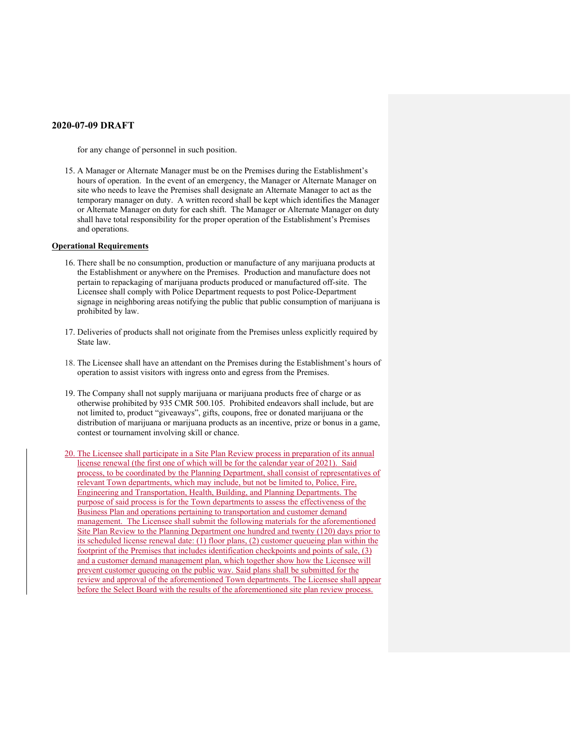for any change of personnel in such position.

15. A Manager or Alternate Manager must be on the Premises during the Establishment's hours of operation. In the event of an emergency, the Manager or Alternate Manager on site who needs to leave the Premises shall designate an Alternate Manager to act as the temporary manager on duty. A written record shall be kept which identifies the Manager or Alternate Manager on duty for each shift. The Manager or Alternate Manager on duty shall have total responsibility for the proper operation of the Establishment's Premises and operations.

**Operational Requirements**

16. There shall be no consumption, production or manufacture of any marijuana products at the Establishment or anywhere on the Premises. Production and manufacture does not pertain to repackaging of marijuana products produced or manufactured off-site. The Licensee shall comply with Police Department requests to post Police-Department signage in neighboring areas notifying the public that public consumption of marijuana is prohibited by law.

17. Deliveries of products shall not originate from the Premises unless explicitly required by State law.

18. The Licensee shall have an attendant on the Premises during the Establishment's hours of operation to assist visitors with ingress onto and egress from the Premises.

19. The Company shall not supply marijuana or marijuana products free of charge or as otherwise prohibited by 935 CMR 500.105. Prohibited endeavors shall include, but are not limited to, product "giveaways", gifts, coupons, free or donated marijuana or the distribution of marijuana or marijuana products as an incentive, prize or bonus in a game, contest or tournament involving skill or chance.

20. The Licensee shall participate in a Site Plan Review process in preparation of its annual license renewal (the first one of which will be for the calendar year of 2021). Said process, to be coordinated by the Planning Department, shall consist of representatives of relevant Town departments, which may include, but not be limited to, Police, Fire, Engineering and Transportation, Health, Building, and Planning Departments. The purpose of said process is for the Town departments to assess the effectiveness of the Business Plan and operations pertaining to transportation and customer demand management. The Licensee shall submit the following materials for the aforementioned Site Plan Review to the Planning Department one hundred and twenty (120) days prior to its scheduled license renewal date: (1) floor plans, (2) customer queueing plan within the footprint of the Premises that includes identification checkpoints and points of sale, (3) and a customer demand management plan, which together show how the Licensee will prevent customer queueing on the public way. Said plans shall be submitted for the review and approval of the aforementioned Town departments. The Licensee shall appear before the Select Board with the results of the aforementioned site plan review process.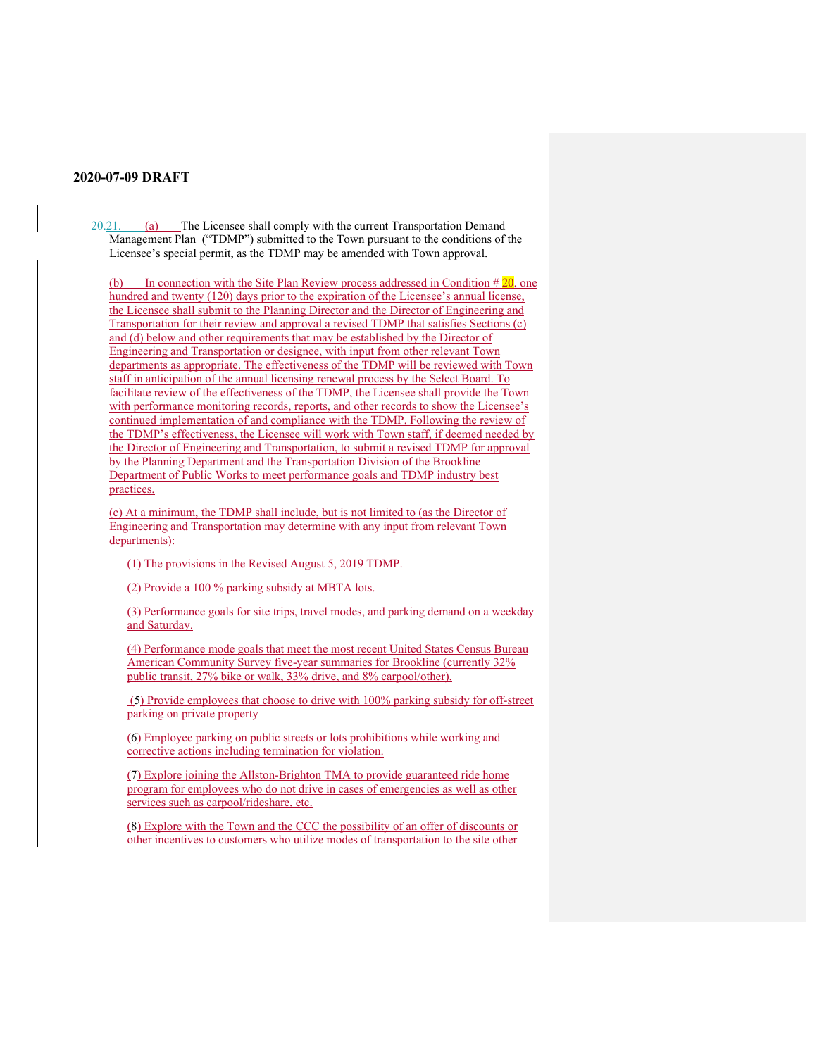**2020-07-09 DRAFT**

~~20.~~21. (a) The Licensee shall comply with the current Transportation Demand Management Plan ("TDMP") submitted to the Town pursuant to the conditions of the Licensee's special permit, as the TDMP may be amended with Town approval.

(b) In connection with the Site Plan Review process addressed in Condition # 20, one hundred and twenty (120) days prior to the expiration of the Licensee's annual license, the Licensee shall submit to the Planning Director and the Director of Engineering and Transportation for their review and approval a revised TDMP that satisfies Sections (c) and (d) below and other requirements that may be established by the Director of Engineering and Transportation or designee, with input from other relevant Town departments as appropriate. The effectiveness of the TDMP will be reviewed with Town staff in anticipation of the annual licensing renewal process by the Select Board. To facilitate review of the effectiveness of the TDMP, the Licensee shall provide the Town with performance monitoring records, reports, and other records to show the Licensee's continued implementation of and compliance with the TDMP. Following the review of the TDMP's effectiveness, the Licensee will work with Town staff, if deemed needed by the Director of Engineering and Transportation, to submit a revised TDMP for approval by the Planning Department and the Transportation Division of the Brookline Department of Public Works to meet performance goals and TDMP industry best practices.

(c) At a minimum, the TDMP shall include, but is not limited to (as the Director of Engineering and Transportation may determine with any input from relevant Town departments):

(1) The provisions in the Revised August 5, 2019 TDMP.

(2) Provide a 100 % parking subsidy at MBTA lots.

(3) Performance goals for site trips, travel modes, and parking demand on a weekday and Saturday.

(4) Performance mode goals that meet the most recent United States Census Bureau American Community Survey five-year summaries for Brookline (currently 32% public transit, 27% bike or walk, 33% drive, and 8% carpool/other).

(5) Provide employees that choose to drive with 100% parking subsidy for off-street parking on private property

(6) Employee parking on public streets or lots prohibitions while working and corrective actions including termination for violation.

(7) Explore joining the Allston-Brighton TMA to provide guaranteed ride home program for employees who do not drive in cases of emergencies as well as other services such as carpool/rideshare, etc.

(8) Explore with the Town and the CCC the possibility of an offer of discounts or other incentives to customers who utilize modes of transportation to the site other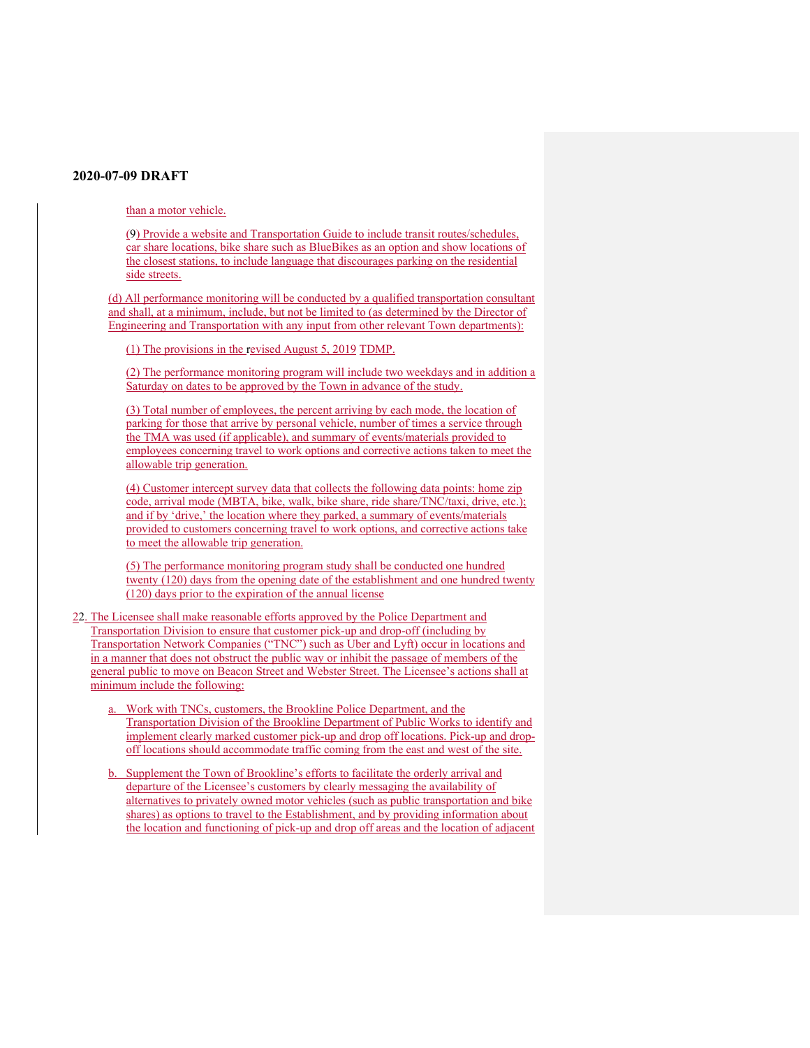**2020-07-09 DRAFT**

than a motor vehicle.

(9) Provide a website and Transportation Guide to include transit routes/schedules, car share locations, bike share such as BlueBikes as an option and show locations of the closest stations, to include language that discourages parking on the residential side streets.

(d) All performance monitoring will be conducted by a qualified transportation consultant and shall, at a minimum, include, but not be limited to (as determined by the Director of Engineering and Transportation with any input from other relevant Town departments):

(1) The provisions in the revised August 5, 2019 TDMP.

(2) The performance monitoring program will include two weekdays and in addition a Saturday on dates to be approved by the Town in advance of the study.

(3) Total number of employees, the percent arriving by each mode, the location of parking for those that arrive by personal vehicle, number of times a service through the TMA was used (if applicable), and summary of events/materials provided to employees concerning travel to work options and corrective actions taken to meet the allowable trip generation.

(4) Customer intercept survey data that collects the following data points: home zip code, arrival mode (MBTA, bike, walk, bike share, ride share/TNC/taxi, drive, etc.); and if by 'drive,' the location where they parked, a summary of events/materials provided to customers concerning travel to work options, and corrective actions take to meet the allowable trip generation.

(5) The performance monitoring program study shall be conducted one hundred twenty (120) days from the opening date of the establishment and one hundred twenty (120) days prior to the expiration of the annual license

22. The Licensee shall make reasonable efforts approved by the Police Department and Transportation Division to ensure that customer pick-up and drop-off (including by Transportation Network Companies ("TNC") such as Uber and Lyft) occur in locations and in a manner that does not obstruct the public way or inhibit the passage of members of the general public to move on Beacon Street and Webster Street. The Licensee's actions shall at minimum include the following:

   a. Work with TNCs, customers, the Brookline Police Department, and the Transportation Division of the Brookline Department of Public Works to identify and implement clearly marked customer pick-up and drop off locations. Pick-up and drop-off locations should accommodate traffic coming from the east and west of the site.

   b. Supplement the Town of Brookline's efforts to facilitate the orderly arrival and departure of the Licensee's customers by clearly messaging the availability of alternatives to privately owned motor vehicles (such as public transportation and bike shares) as options to travel to the Establishment, and by providing information about the location and functioning of pick-up and drop off areas and the location of adjacent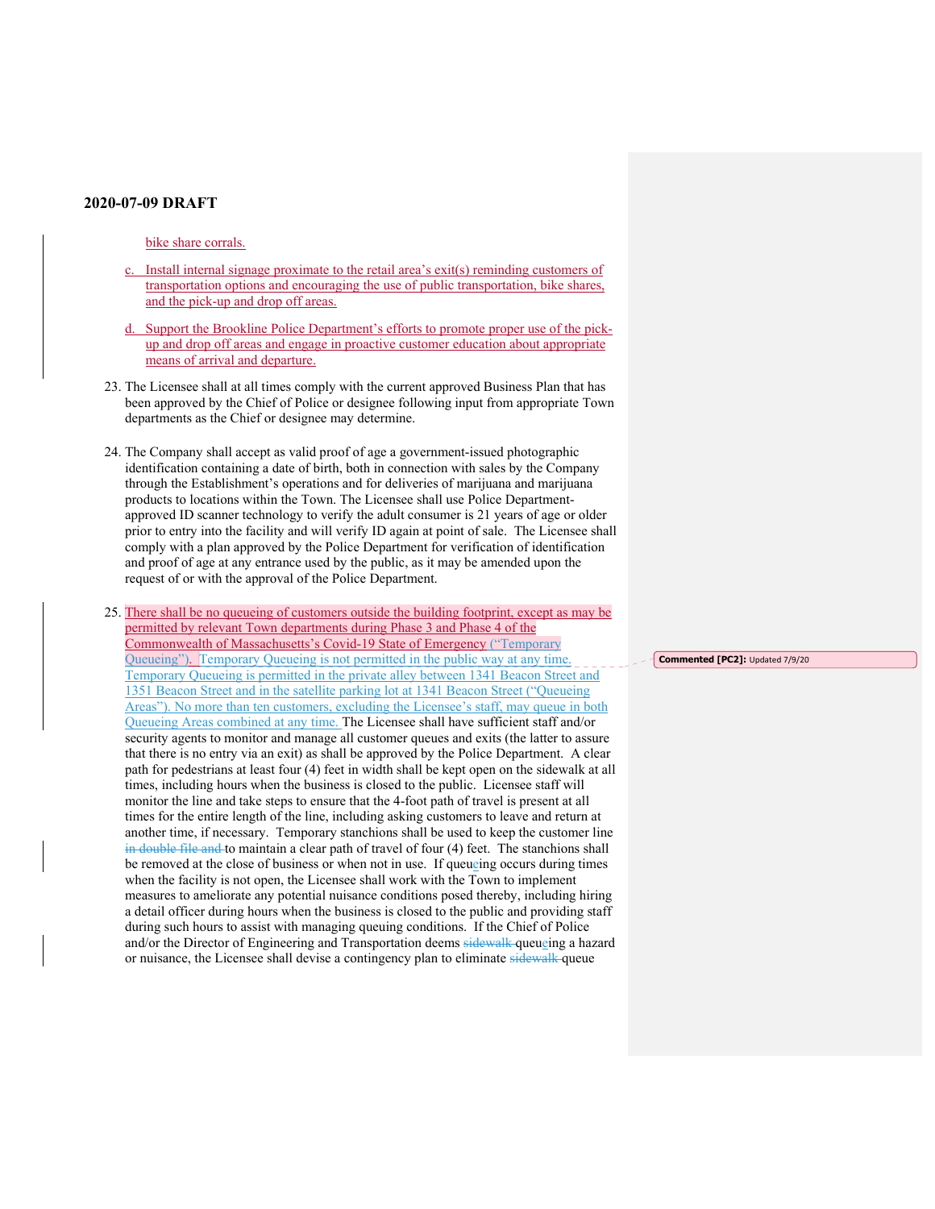**2020-07-09 DRAFT**

bike share corrals.

c. Install internal signage proximate to the retail area's exit(s) reminding customers of transportation options and encouraging the use of public transportation, bike shares, and the pick-up and drop off areas.

d. Support the Brookline Police Department's efforts to promote proper use of the pick-up and drop off areas and engage in proactive customer education about appropriate means of arrival and departure.

23. The Licensee shall at all times comply with the current approved Business Plan that has been approved by the Chief of Police or designee following input from appropriate Town departments as the Chief or designee may determine.

24. The Company shall accept as valid proof of age a government-issued photographic identification containing a date of birth, both in connection with sales by the Company through the Establishment's operations and for deliveries of marijuana and marijuana products to locations within the Town. The Licensee shall use Police Department-approved ID scanner technology to verify the adult consumer is 21 years of age or older prior to entry into the facility and will verify ID again at point of sale. The Licensee shall comply with a plan approved by the Police Department for verification of identification and proof of age at any entrance used by the public, as it may be amended upon the request of or with the approval of the Police Department.

25. There shall be no queueing of customers outside the building footprint, except as may be permitted by relevant Town departments during Phase 3 and Phase 4 of the Commonwealth of Massachusetts's Covid-19 State of Emergency ("Temporary Queueing"). Temporary Queueing is not permitted in the public way at any time. Temporary Queueing is permitted in the private alley between 1341 Beacon Street and 1351 Beacon Street and in the satellite parking lot at 1341 Beacon Street ("Queueing Areas"). No more than ten customers, excluding the Licensee's staff, may queue in both Queueing Areas combined at any time. The Licensee shall have sufficient staff and/or security agents to monitor and manage all customer queues and exits (the latter to assure that there is no entry via an exit) as shall be approved by the Police Department. A clear path for pedestrians at least four (4) feet in width shall be kept open on the sidewalk at all times, including hours when the business is closed to the public. Licensee staff will monitor the line and take steps to ensure that the 4-foot path of travel is present at all times for the entire length of the line, including asking customers to leave and return at another time, if necessary. Temporary stanchions shall be used to keep the customer line ~~in double file and~~ to maintain a clear path of travel of four (4) feet. The stanchions shall be removed at the close of business or when not in use. If queueing occurs during times when the facility is not open, the Licensee shall work with the Town to implement measures to ameliorate any potential nuisance conditions posed thereby, including hiring a detail officer during hours when the business is closed to the public and providing staff during such hours to assist with managing queuing conditions. If the Chief of Police and/or the Director of Engineering and Transportation deems ~~sidewalk~~ queueing a hazard or nuisance, the Licensee shall devise a contingency plan to eliminate ~~sidewalk~~ queue

**Commented [PC2]:** Updated 7/9/20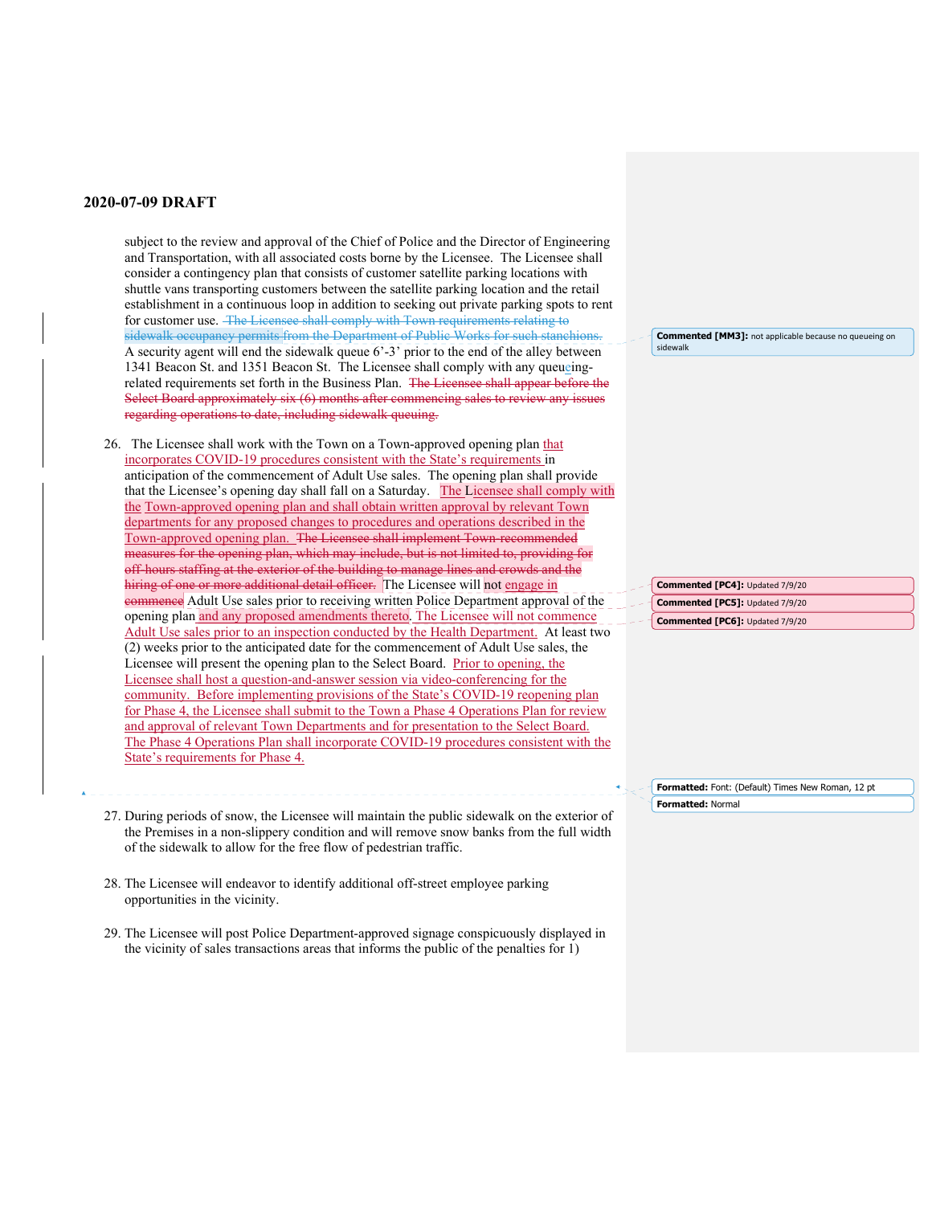**2020-07-09 DRAFT**

subject to the review and approval of the Chief of Police and the Director of Engineering and Transportation, with all associated costs borne by the Licensee. The Licensee shall consider a contingency plan that consists of customer satellite parking locations with shuttle vans transporting customers between the satellite parking location and the retail establishment in a continuous loop in addition to seeking out private parking spots to rent for customer use. ~~The Licensee shall comply with Town requirements relating to sidewalk occupancy permits from the Department of Public Works for such stanchions.~~ A security agent will end the sidewalk queue 6'-3' prior to the end of the alley between 1341 Beacon St. and 1351 Beacon St. The Licensee shall comply with any queueing-related requirements set forth in the Business Plan. ~~The Licensee shall appear before the Select Board approximately six (6) months after commencing sales to review any issues regarding operations to date, including sidewalk queuing.~~

26. The Licensee shall work with the Town on a Town-approved opening plan that incorporates COVID-19 procedures consistent with the State's requirements in anticipation of the commencement of Adult Use sales. The opening plan shall provide that the Licensee's opening day shall fall on a Saturday. The Licensee shall comply with the Town-approved opening plan and shall obtain written approval by relevant Town departments for any proposed changes to procedures and operations described in the Town-approved opening plan. ~~The Licensee shall implement Town-recommended measures for the opening plan, which may include, but is not limited to, providing for off-hours staffing at the exterior of the building to manage lines and crowds and the hiring of one or more additional detail officer.~~ The Licensee will not engage in ~~commence~~ Adult Use sales prior to receiving written Police Department approval of the opening plan and any proposed amendments thereto. The Licensee will not commence Adult Use sales prior to an inspection conducted by the Health Department. At least two (2) weeks prior to the anticipated date for the commencement of Adult Use sales, the Licensee will present the opening plan to the Select Board. Prior to opening, the Licensee shall host a question-and-answer session via video-conferencing for the community. Before implementing provisions of the State's COVID-19 reopening plan for Phase 4, the Licensee shall submit to the Town a Phase 4 Operations Plan for review and approval of relevant Town Departments and for presentation to the Select Board. The Phase 4 Operations Plan shall incorporate COVID-19 procedures consistent with the State's requirements for Phase 4.

27. During periods of snow, the Licensee will maintain the public sidewalk on the exterior of the Premises in a non-slippery condition and will remove snow banks from the full width of the sidewalk to allow for the free flow of pedestrian traffic.

28. The Licensee will endeavor to identify additional off-street employee parking opportunities in the vicinity.

29. The Licensee will post Police Department-approved signage conspicuously displayed in the vicinity of sales transactions areas that informs the public of the penalties for 1)

**Commented [MM3]:** not applicable because no queueing on sidewalk

**Commented [PC4]:** Updated 7/9/20

**Commented [PC5]:** Updated 7/9/20

**Commented [PC6]:** Updated 7/9/20

**Formatted:** Font: (Default) Times New Roman, 12 pt

**Formatted:** Normal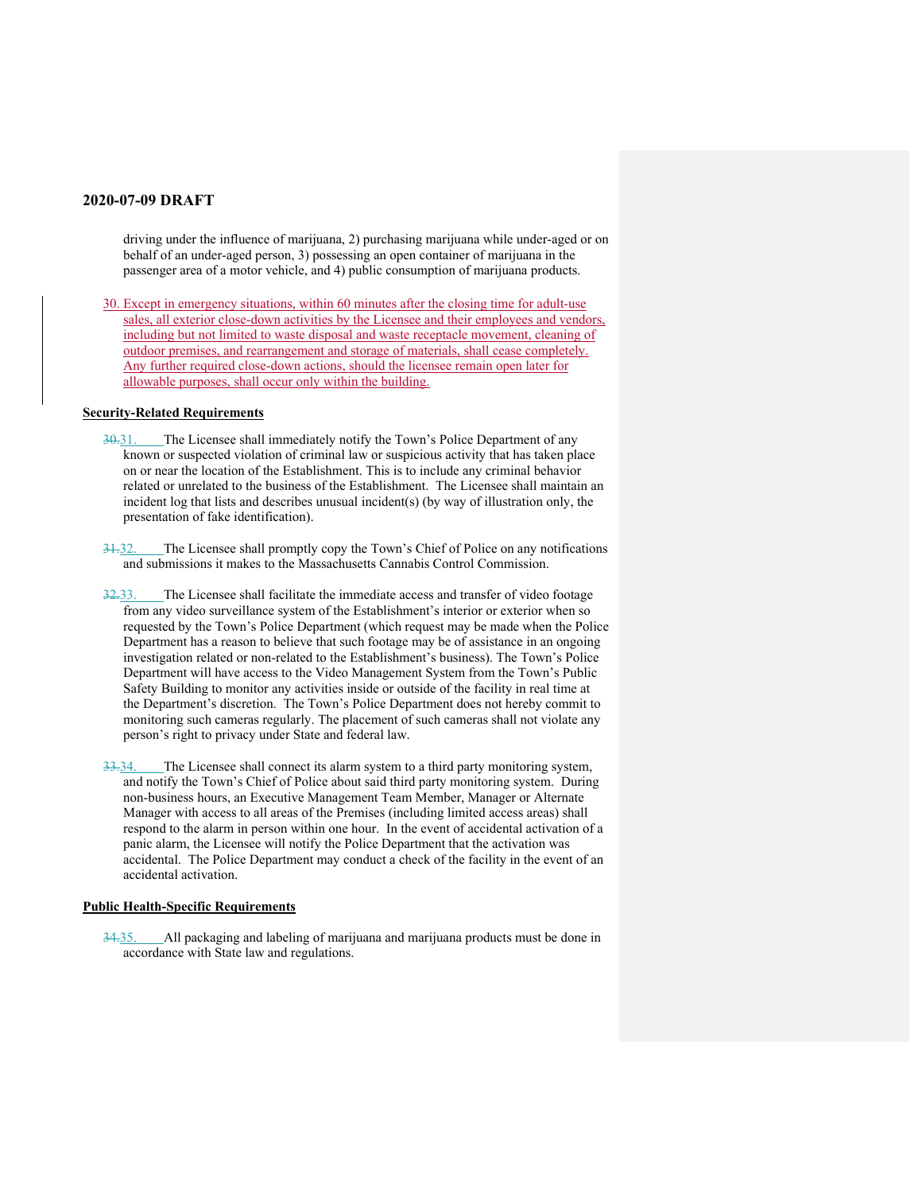driving under the influence of marijuana, 2) purchasing marijuana while under-aged or on behalf of an under-aged person, 3) possessing an open container of marijuana in the passenger area of a motor vehicle, and 4) public consumption of marijuana products.

30. Except in emergency situations, within 60 minutes after the closing time for adult-use sales, all exterior close-down activities by the Licensee and their employees and vendors, including but not limited to waste disposal and waste receptacle movement, cleaning of outdoor premises, and rearrangement and storage of materials, shall cease completely. Any further required close-down actions, should the licensee remain open later for allowable purposes, shall occur only within the building.

**Security-Related Requirements**

31. The Licensee shall immediately notify the Town's Police Department of any known or suspected violation of criminal law or suspicious activity that has taken place on or near the location of the Establishment. This is to include any criminal behavior related or unrelated to the business of the Establishment. The Licensee shall maintain an incident log that lists and describes unusual incident(s) (by way of illustration only, the presentation of fake identification).

32. The Licensee shall promptly copy the Town's Chief of Police on any notifications and submissions it makes to the Massachusetts Cannabis Control Commission.

33. The Licensee shall facilitate the immediate access and transfer of video footage from any video surveillance system of the Establishment's interior or exterior when so requested by the Town's Police Department (which request may be made when the Police Department has a reason to believe that such footage may be of assistance in an ongoing investigation related or non-related to the Establishment's business). The Town's Police Department will have access to the Video Management System from the Town's Public Safety Building to monitor any activities inside or outside of the facility in real time at the Department's discretion. The Town's Police Department does not hereby commit to monitoring such cameras regularly. The placement of such cameras shall not violate any person's right to privacy under State and federal law.

34. The Licensee shall connect its alarm system to a third party monitoring system, and notify the Town's Chief of Police about said third party monitoring system. During non-business hours, an Executive Management Team Member, Manager or Alternate Manager with access to all areas of the Premises (including limited access areas) shall respond to the alarm in person within one hour. In the event of accidental activation of a panic alarm, the Licensee will notify the Police Department that the activation was accidental. The Police Department may conduct a check of the facility in the event of an accidental activation.

**Public Health-Specific Requirements**

35. All packaging and labeling of marijuana and marijuana products must be done in accordance with State law and regulations.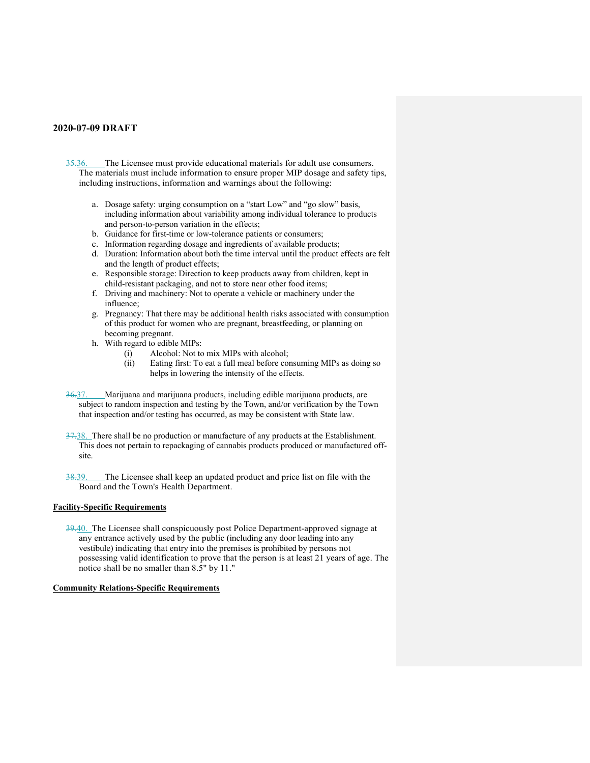~~35.~~36. The Licensee must provide educational materials for adult use consumers. The materials must include information to ensure proper MIP dosage and safety tips, including instructions, information and warnings about the following:

a. Dosage safety: urging consumption on a "start Low" and "go slow" basis, including information about variability among individual tolerance to products and person-to-person variation in the effects;
b. Guidance for first-time or low-tolerance patients or consumers;
c. Information regarding dosage and ingredients of available products;
d. Duration: Information about both the time interval until the product effects are felt and the length of product effects;
e. Responsible storage: Direction to keep products away from children, kept in child-resistant packaging, and not to store near other food items;
f. Driving and machinery: Not to operate a vehicle or machinery under the influence;
g. Pregnancy: That there may be additional health risks associated with consumption of this product for women who are pregnant, breastfeeding, or planning on becoming pregnant.
h. With regard to edible MIPs:
    (i) Alcohol: Not to mix MIPs with alcohol;
    (ii) Eating first: To eat a full meal before consuming MIPs as doing so helps in lowering the intensity of the effects.

~~36.~~37. Marijuana and marijuana products, including edible marijuana products, are subject to random inspection and testing by the Town, and/or verification by the Town that inspection and/or testing has occurred, as may be consistent with State law.

~~37.~~38. There shall be no production or manufacture of any products at the Establishment. This does not pertain to repackaging of cannabis products produced or manufactured off-site.

~~38.~~39. The Licensee shall keep an updated product and price list on file with the Board and the Town's Health Department.

**Facility-Specific Requirements**

~~39.~~40. The Licensee shall conspicuously post Police Department-approved signage at any entrance actively used by the public (including any door leading into any vestibule) indicating that entry into the premises is prohibited by persons not possessing valid identification to prove that the person is at least 21 years of age. The notice shall be no smaller than 8.5" by 11."

**Community Relations-Specific Requirements**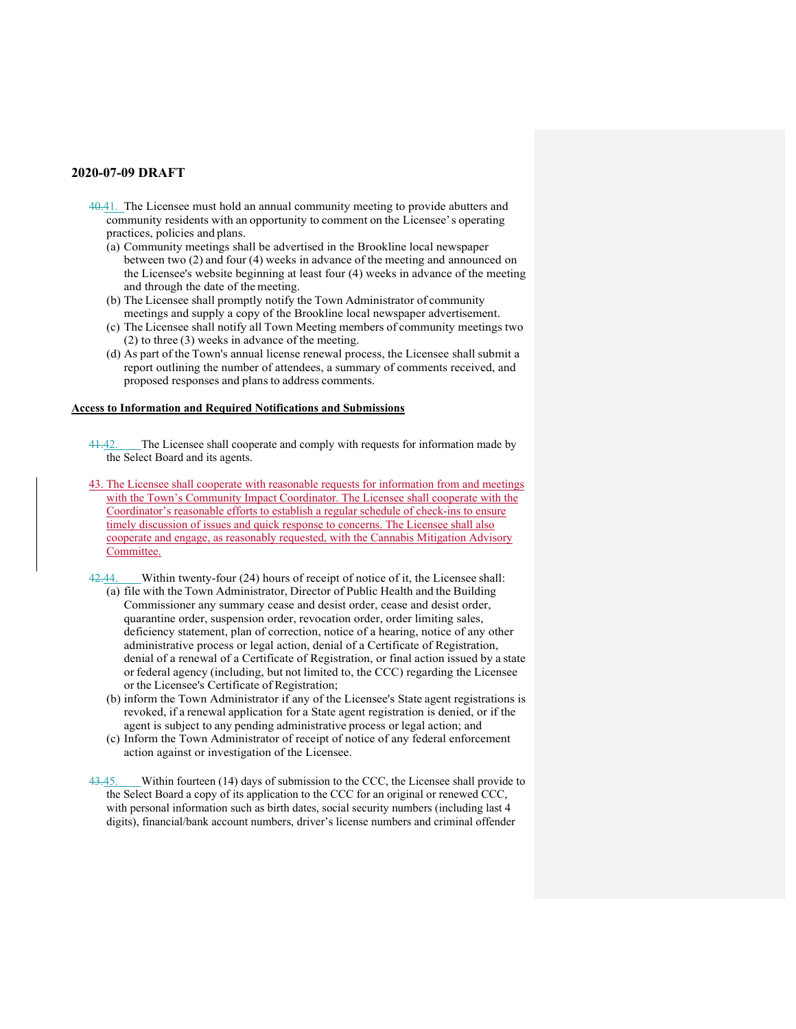40.41. The Licensee must hold an annual community meeting to provide abutters and community residents with an opportunity to comment on the Licensee's operating practices, policies and plans.

(a) Community meetings shall be advertised in the Brookline local newspaper between two (2) and four (4) weeks in advance of the meeting and announced on the Licensee's website beginning at least four (4) weeks in advance of the meeting and through the date of the meeting.

(b) The Licensee shall promptly notify the Town Administrator of community meetings and supply a copy of the Brookline local newspaper advertisement.

(c) The Licensee shall notify all Town Meeting members of community meetings two (2) to three (3) weeks in advance of the meeting.

(d) As part of the Town's annual license renewal process, the Licensee shall submit a report outlining the number of attendees, a summary of comments received, and proposed responses and plans to address comments.

**Access to Information and Required Notifications and Submissions**

41.42. The Licensee shall cooperate and comply with requests for information made by the Select Board and its agents.

43. The Licensee shall cooperate with reasonable requests for information from and meetings with the Town's Community Impact Coordinator. The Licensee shall cooperate with the Coordinator's reasonable efforts to establish a regular schedule of check-ins to ensure timely discussion of issues and quick response to concerns. The Licensee shall also cooperate and engage, as reasonably requested, with the Cannabis Mitigation Advisory Committee.

42.44. Within twenty-four (24) hours of receipt of notice of it, the Licensee shall:

(a) file with the Town Administrator, Director of Public Health and the Building Commissioner any summary cease and desist order, cease and desist order, quarantine order, suspension order, revocation order, order limiting sales, deficiency statement, plan of correction, notice of a hearing, notice of any other administrative process or legal action, denial of a Certificate of Registration, denial of a renewal of a Certificate of Registration, or final action issued by a state or federal agency (including, but not limited to, the CCC) regarding the Licensee or the Licensee's Certificate of Registration;

(b) inform the Town Administrator if any of the Licensee's State agent registrations is revoked, if a renewal application for a State agent registration is denied, or if the agent is subject to any pending administrative process or legal action; and

(c) Inform the Town Administrator of receipt of notice of any federal enforcement action against or investigation of the Licensee.

43.45. Within fourteen (14) days of submission to the CCC, the Licensee shall provide to the Select Board a copy of its application to the CCC for an original or renewed CCC, with personal information such as birth dates, social security numbers (including last 4 digits), financial/bank account numbers, driver's license numbers and criminal offender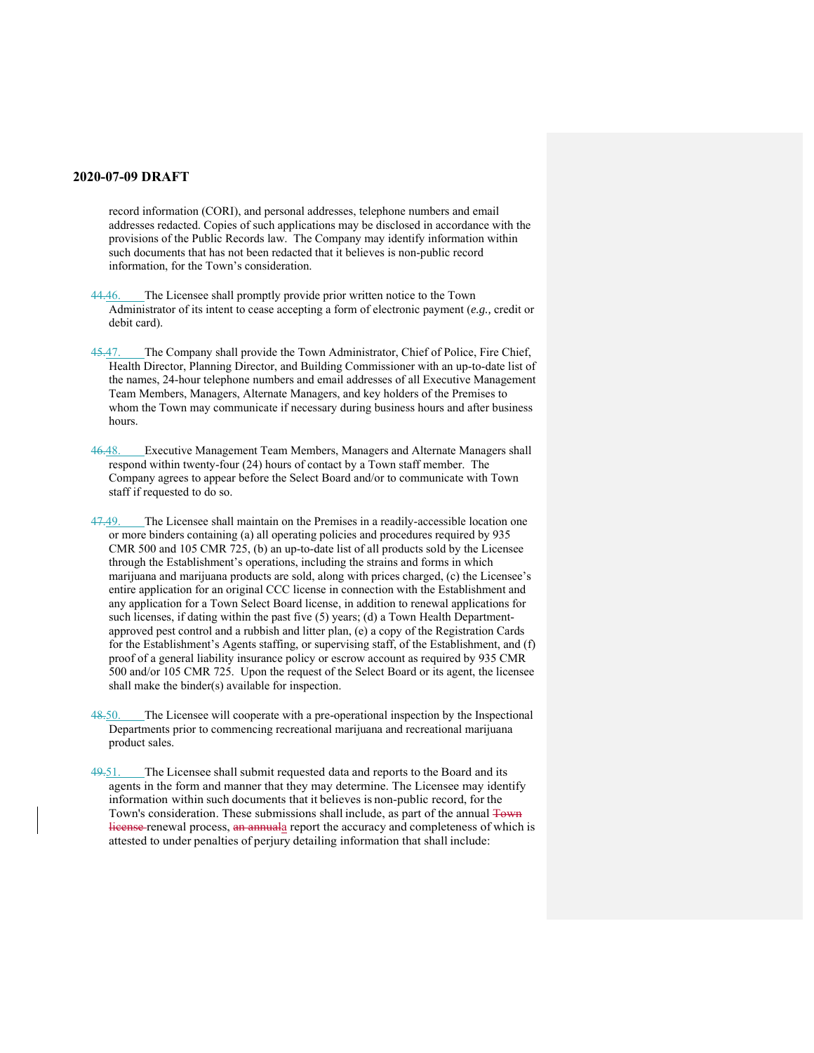record information (CORI), and personal addresses, telephone numbers and email addresses redacted. Copies of such applications may be disclosed in accordance with the provisions of the Public Records law. The Company may identify information within such documents that has not been redacted that it believes is non-public record information, for the Town's consideration.

~~44.~~46. The Licensee shall promptly provide prior written notice to the Town Administrator of its intent to cease accepting a form of electronic payment (*e.g.,* credit or debit card).

~~45.~~47. The Company shall provide the Town Administrator, Chief of Police, Fire Chief, Health Director, Planning Director, and Building Commissioner with an up-to-date list of the names, 24-hour telephone numbers and email addresses of all Executive Management Team Members, Managers, Alternate Managers, and key holders of the Premises to whom the Town may communicate if necessary during business hours and after business hours.

~~46.~~48. Executive Management Team Members, Managers and Alternate Managers shall respond within twenty-four (24) hours of contact by a Town staff member. The Company agrees to appear before the Select Board and/or to communicate with Town staff if requested to do so.

~~47.~~49. The Licensee shall maintain on the Premises in a readily-accessible location one or more binders containing (a) all operating policies and procedures required by 935 CMR 500 and 105 CMR 725, (b) an up-to-date list of all products sold by the Licensee through the Establishment's operations, including the strains and forms in which marijuana and marijuana products are sold, along with prices charged, (c) the Licensee's entire application for an original CCC license in connection with the Establishment and any application for a Town Select Board license, in addition to renewal applications for such licenses, if dating within the past five (5) years; (d) a Town Health Department-approved pest control and a rubbish and litter plan, (e) a copy of the Registration Cards for the Establishment's Agents staffing, or supervising staff, of the Establishment, and (f) proof of a general liability insurance policy or escrow account as required by 935 CMR 500 and/or 105 CMR 725. Upon the request of the Select Board or its agent, the licensee shall make the binder(s) available for inspection.

~~48.~~50. The Licensee will cooperate with a pre-operational inspection by the Inspectional Departments prior to commencing recreational marijuana and recreational marijuana product sales.

~~49.~~51. The Licensee shall submit requested data and reports to the Board and its agents in the form and manner that they may determine. The Licensee may identify information within such documents that it believes is non-public record, for the Town's consideration. These submissions shall include, as part of the annual ~~Town license~~ renewal process, ~~an annual~~a report the accuracy and completeness of which is attested to under penalties of perjury detailing information that shall include: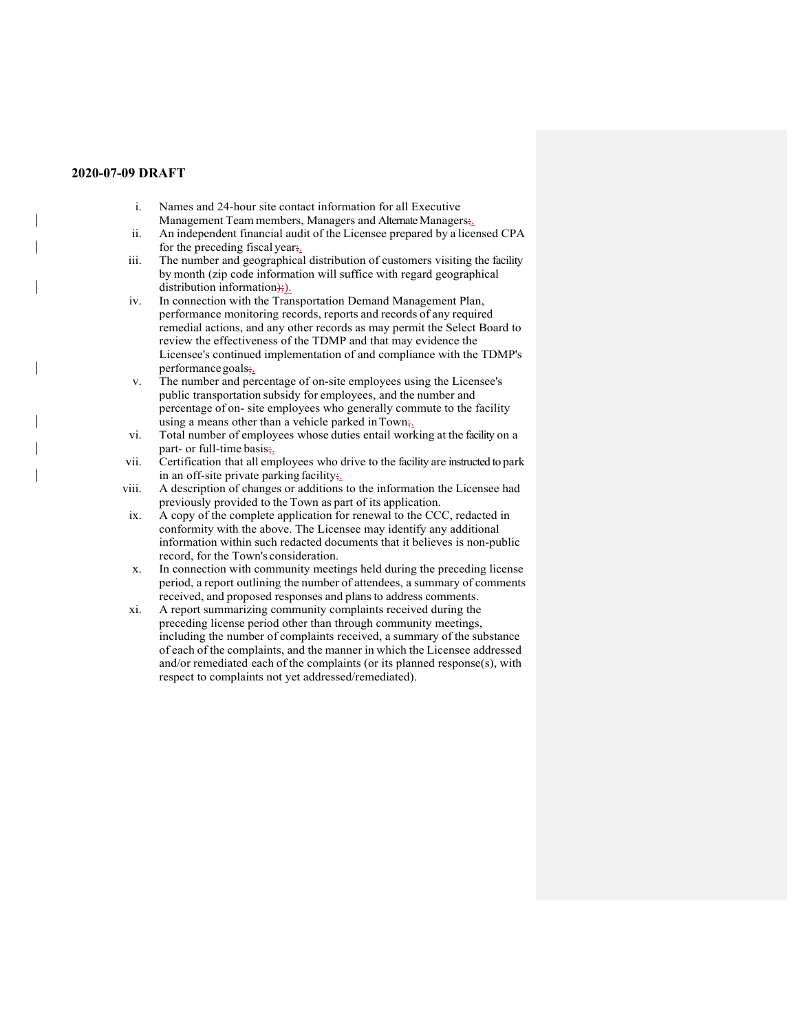i. Names and 24-hour site contact information for all Executive Management Team members, Managers and Alternate Managers.
ii. An independent financial audit of the Licensee prepared by a licensed CPA for the preceding fiscal year.
iii. The number and geographical distribution of customers visiting the facility by month (zip code information will suffice with regard geographical distribution information).
iv. In connection with the Transportation Demand Management Plan, performance monitoring records, reports and records of any required remedial actions, and any other records as may permit the Select Board to review the effectiveness of the TDMP and that may evidence the Licensee's continued implementation of and compliance with the TDMP's performance goals.
v. The number and percentage of on-site employees using the Licensee's public transportation subsidy for employees, and the number and percentage of on- site employees who generally commute to the facility using a means other than a vehicle parked in Town.
vi. Total number of employees whose duties entail working at the facility on a part- or full-time basis.
vii. Certification that all employees who drive to the facility are instructed to park in an off-site private parking facility.
viii. A description of changes or additions to the information the Licensee had previously provided to the Town as part of its application.
ix. A copy of the complete application for renewal to the CCC, redacted in conformity with the above. The Licensee may identify any additional information within such redacted documents that it believes is non-public record, for the Town's consideration.
x. In connection with community meetings held during the preceding license period, a report outlining the number of attendees, a summary of comments received, and proposed responses and plans to address comments.
xi. A report summarizing community complaints received during the preceding license period other than through community meetings, including the number of complaints received, a summary of the substance of each of the complaints, and the manner in which the Licensee addressed and/or remediated each of the complaints (or its planned response(s), with respect to complaints not yet addressed/remediated).